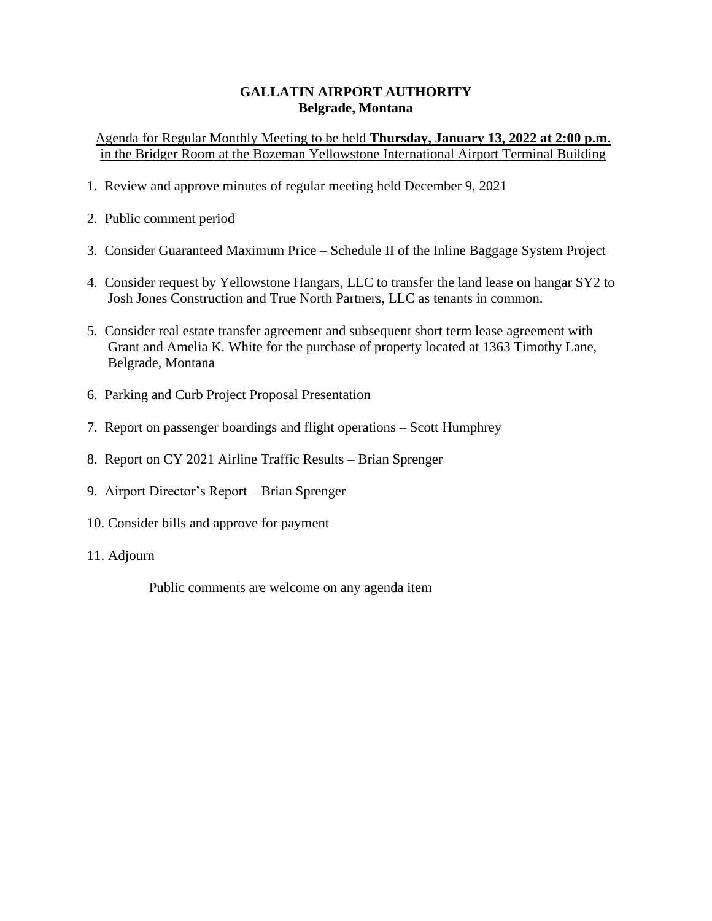# GALLATIN AIRPORT AUTHORITY
## Belgrade, Montana

Agenda for Regular Monthly Meeting to be held **Thursday, January 13, 2022 at 2:00 p.m.** in the Bridger Room at the Bozeman Yellowstone International Airport Terminal Building

1. Review and approve minutes of regular meeting held December 9, 2021
2. Public comment period
3. Consider Guaranteed Maximum Price – Schedule II of the Inline Baggage System Project
4. Consider request by Yellowstone Hangars, LLC to transfer the land lease on hangar SY2 to Josh Jones Construction and True North Partners, LLC as tenants in common.
5. Consider real estate transfer agreement and subsequent short term lease agreement with Grant and Amelia K. White for the purchase of property located at 1363 Timothy Lane, Belgrade, Montana
6. Parking and Curb Project Proposal Presentation
7. Report on passenger boardings and flight operations – Scott Humphrey
8. Report on CY 2021 Airline Traffic Results – Brian Sprenger
9. Airport Director's Report – Brian Sprenger
10. Consider bills and approve for payment
11. Adjourn

Public comments are welcome on any agenda item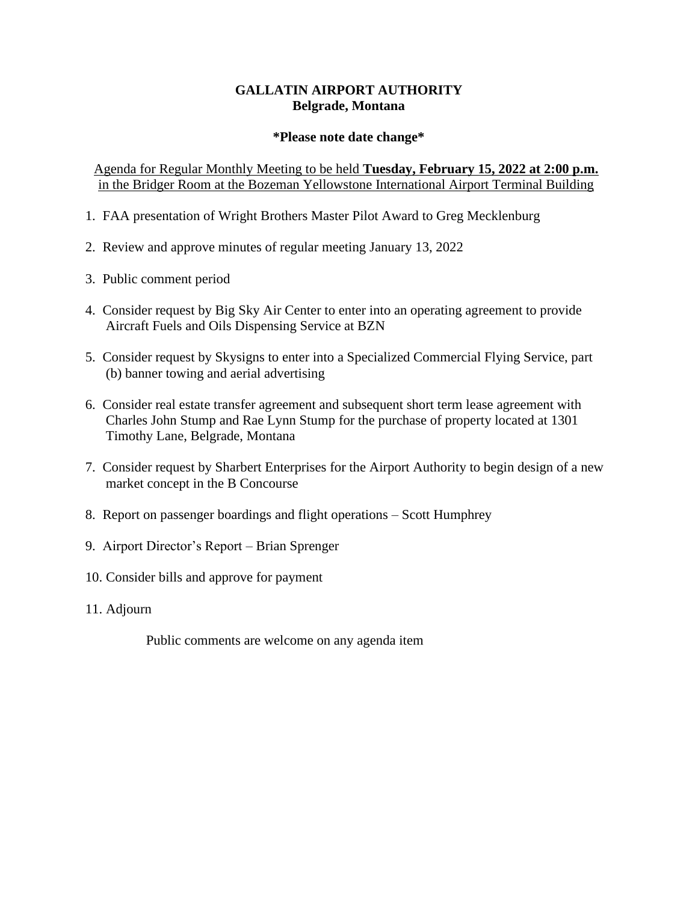**GALLATIN AIRPORT AUTHORITY**
**Belgrade, Montana**

**\*Please note date change\***

Agenda for Regular Monthly Meeting to be held **Tuesday, February 15, 2022 at 2:00 p.m.** in the Bridger Room at the Bozeman Yellowstone International Airport Terminal Building

1. FAA presentation of Wright Brothers Master Pilot Award to Greg Mecklenburg
2. Review and approve minutes of regular meeting January 13, 2022
3. Public comment period
4. Consider request by Big Sky Air Center to enter into an operating agreement to provide Aircraft Fuels and Oils Dispensing Service at BZN
5. Consider request by Skysigns to enter into a Specialized Commercial Flying Service, part (b) banner towing and aerial advertising
6. Consider real estate transfer agreement and subsequent short term lease agreement with Charles John Stump and Rae Lynn Stump for the purchase of property located at 1301 Timothy Lane, Belgrade, Montana
7. Consider request by Sharbert Enterprises for the Airport Authority to begin design of a new market concept in the B Concourse
8. Report on passenger boardings and flight operations – Scott Humphrey
9. Airport Director's Report – Brian Sprenger
10. Consider bills and approve for payment
11. Adjourn

Public comments are welcome on any agenda item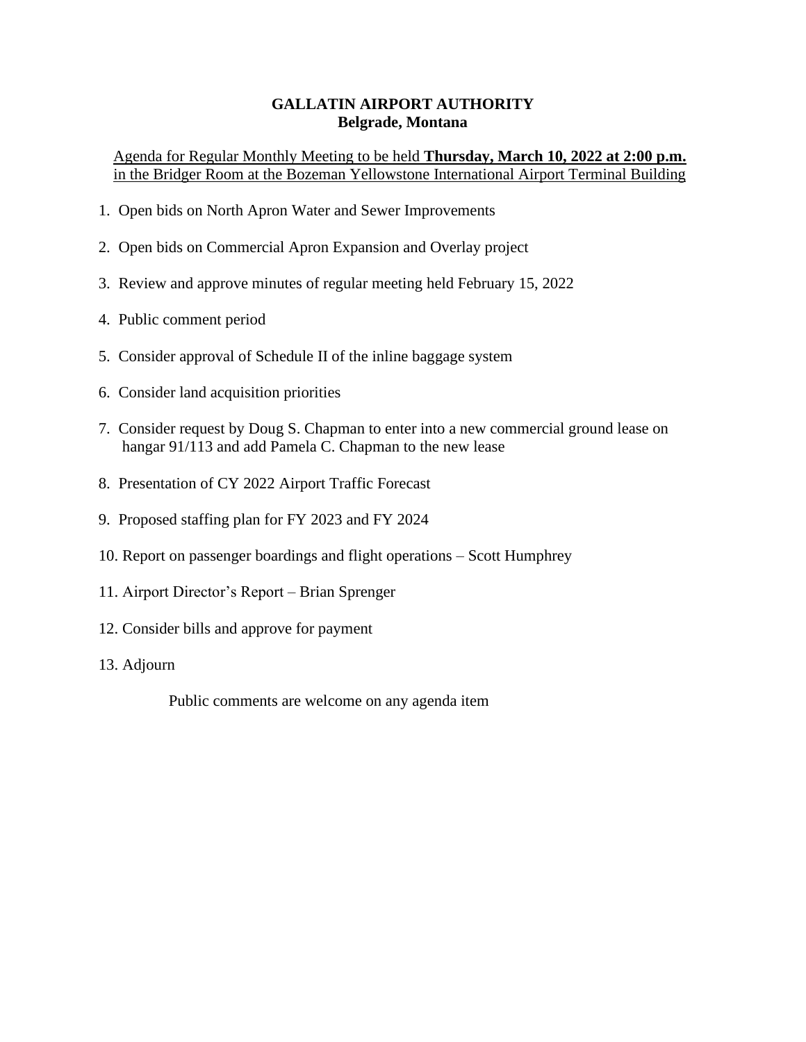**GALLATIN AIRPORT AUTHORITY**
**Belgrade, Montana**

Agenda for Regular Monthly Meeting to be held **Thursday, March 10, 2022 at 2:00 p.m.** in the Bridger Room at the Bozeman Yellowstone International Airport Terminal Building

1. Open bids on North Apron Water and Sewer Improvements

2. Open bids on Commercial Apron Expansion and Overlay project

3. Review and approve minutes of regular meeting held February 15, 2022

4. Public comment period

5. Consider approval of Schedule II of the inline baggage system

6. Consider land acquisition priorities

7. Consider request by Doug S. Chapman to enter into a new commercial ground lease on hangar 91/113 and add Pamela C. Chapman to the new lease

8. Presentation of CY 2022 Airport Traffic Forecast

9. Proposed staffing plan for FY 2023 and FY 2024

10. Report on passenger boardings and flight operations – Scott Humphrey

11. Airport Director's Report – Brian Sprenger

12. Consider bills and approve for payment

13. Adjourn

Public comments are welcome on any agenda item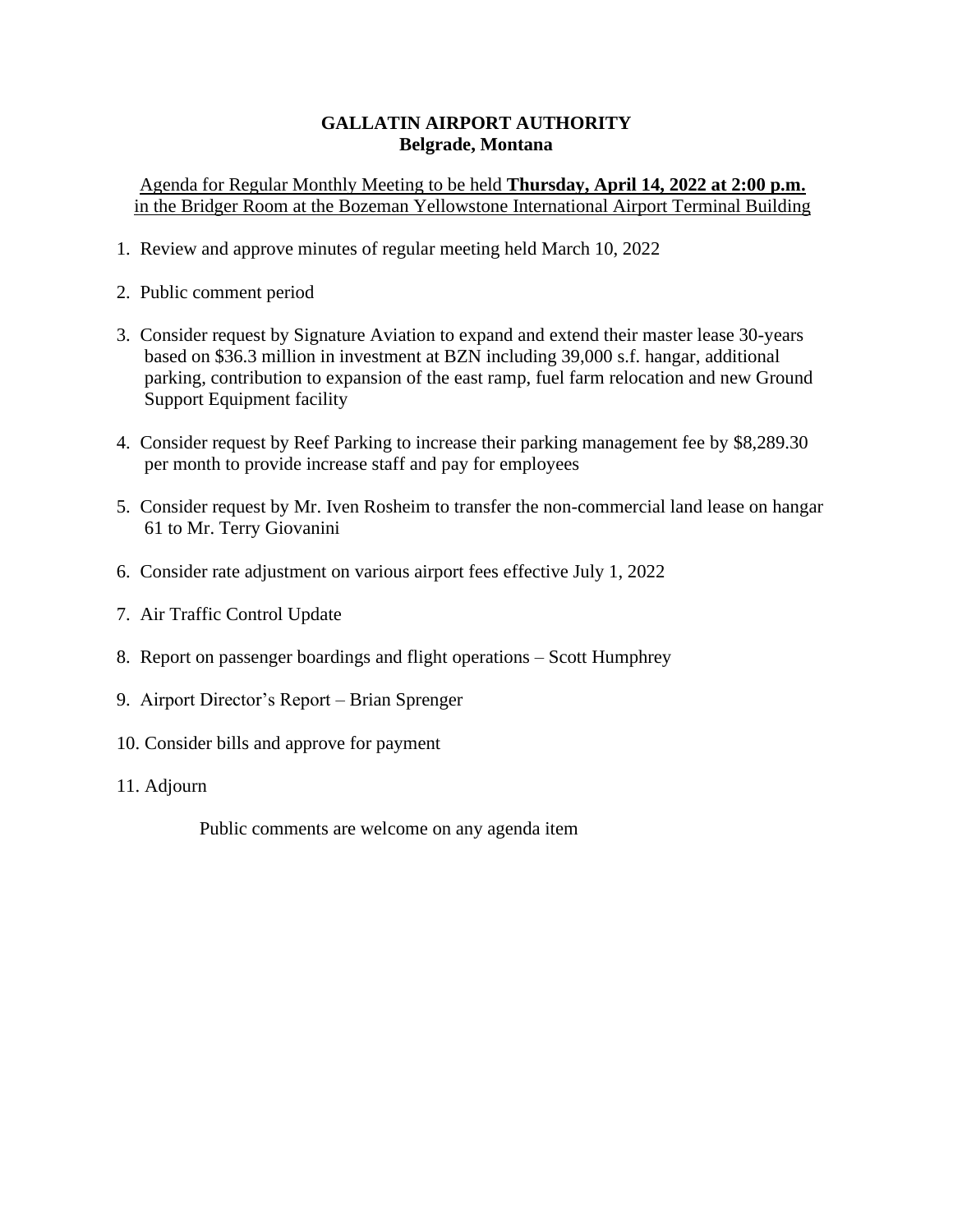# GALLATIN AIRPORT AUTHORITY
## Belgrade, Montana

Agenda for Regular Monthly Meeting to be held **Thursday, April 14, 2022 at 2:00 p.m.** in the Bridger Room at the Bozeman Yellowstone International Airport Terminal Building

1. Review and approve minutes of regular meeting held March 10, 2022
2. Public comment period
3. Consider request by Signature Aviation to expand and extend their master lease 30-years based on $36.3 million in investment at BZN including 39,000 s.f. hangar, additional parking, contribution to expansion of the east ramp, fuel farm relocation and new Ground Support Equipment facility
4. Consider request by Reef Parking to increase their parking management fee by $8,289.30 per month to provide increase staff and pay for employees
5. Consider request by Mr. Iven Rosheim to transfer the non-commercial land lease on hangar 61 to Mr. Terry Giovanini
6. Consider rate adjustment on various airport fees effective July 1, 2022
7. Air Traffic Control Update
8. Report on passenger boardings and flight operations – Scott Humphrey
9. Airport Director's Report – Brian Sprenger
10. Consider bills and approve for payment
11. Adjourn

Public comments are welcome on any agenda item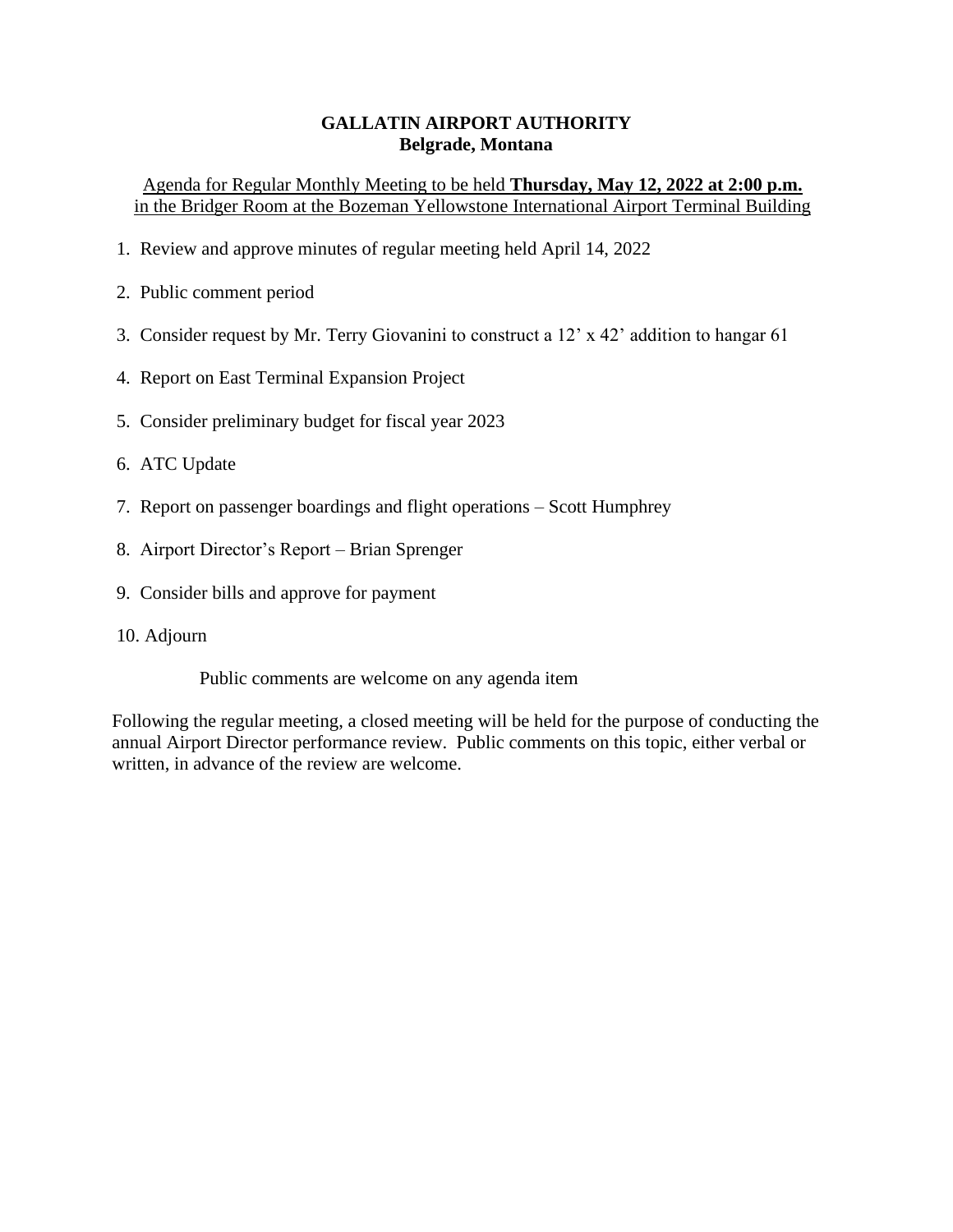# GALLATIN AIRPORT AUTHORITY
## Belgrade, Montana

Agenda for Regular Monthly Meeting to be held **Thursday, May 12, 2022 at 2:00 p.m.** in the Bridger Room at the Bozeman Yellowstone International Airport Terminal Building

1. Review and approve minutes of regular meeting held April 14, 2022
2. Public comment period
3. Consider request by Mr. Terry Giovanini to construct a 12' x 42' addition to hangar 61
4. Report on East Terminal Expansion Project
5. Consider preliminary budget for fiscal year 2023
6. ATC Update
7. Report on passenger boardings and flight operations – Scott Humphrey
8. Airport Director's Report – Brian Sprenger
9. Consider bills and approve for payment
10. Adjourn

Public comments are welcome on any agenda item

Following the regular meeting, a closed meeting will be held for the purpose of conducting the annual Airport Director performance review. Public comments on this topic, either verbal or written, in advance of the review are welcome.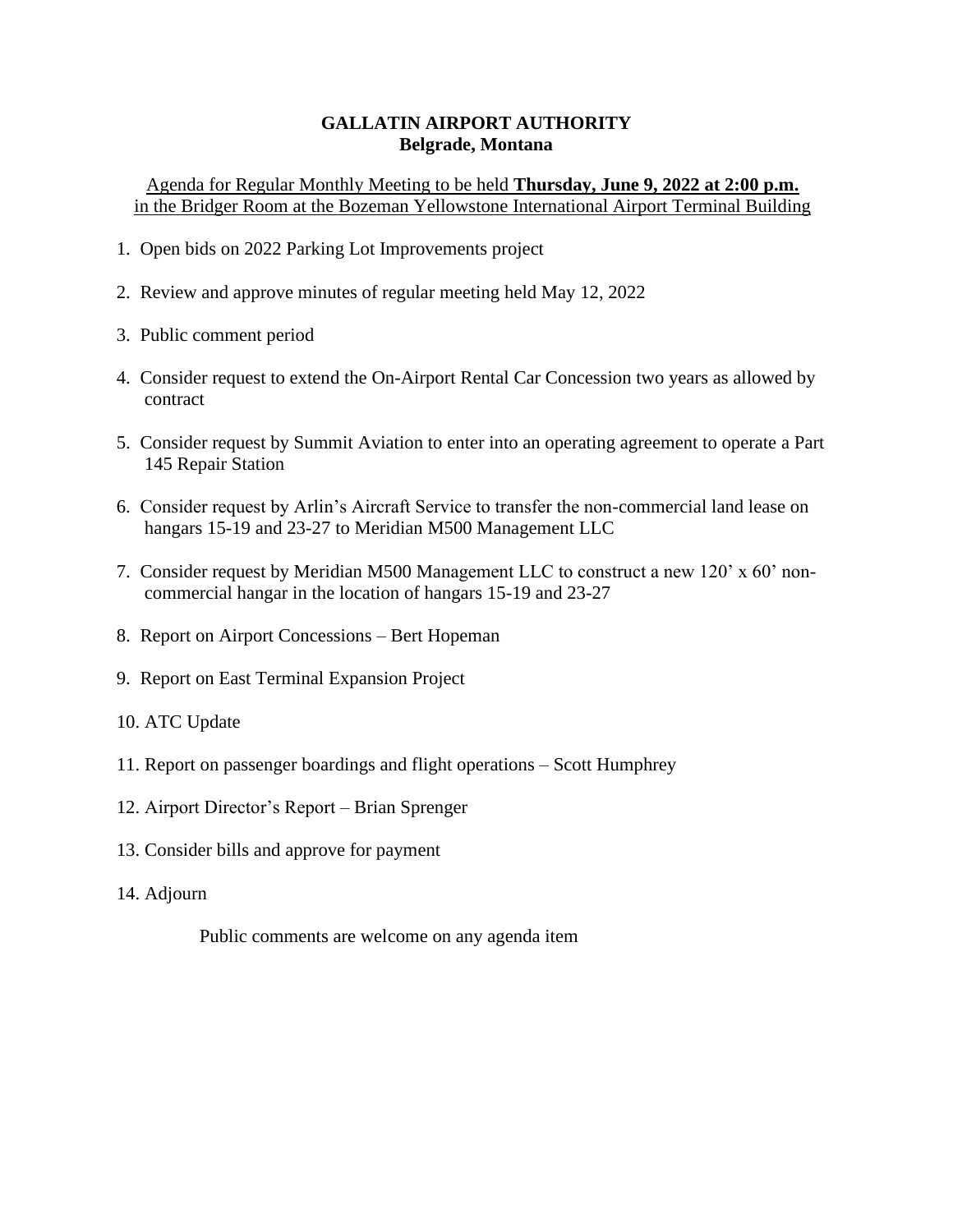# GALLATIN AIRPORT AUTHORITY
## Belgrade, Montana

Agenda for Regular Monthly Meeting to be held **Thursday, June 9, 2022 at 2:00 p.m.** in the Bridger Room at the Bozeman Yellowstone International Airport Terminal Building

1. Open bids on 2022 Parking Lot Improvements project
2. Review and approve minutes of regular meeting held May 12, 2022
3. Public comment period
4. Consider request to extend the On-Airport Rental Car Concession two years as allowed by contract
5. Consider request by Summit Aviation to enter into an operating agreement to operate a Part 145 Repair Station
6. Consider request by Arlin's Aircraft Service to transfer the non-commercial land lease on hangars 15-19 and 23-27 to Meridian M500 Management LLC
7. Consider request by Meridian M500 Management LLC to construct a new 120' x 60' non-commercial hangar in the location of hangars 15-19 and 23-27
8. Report on Airport Concessions – Bert Hopeman
9. Report on East Terminal Expansion Project
10. ATC Update
11. Report on passenger boardings and flight operations – Scott Humphrey
12. Airport Director's Report – Brian Sprenger
13. Consider bills and approve for payment
14. Adjourn

Public comments are welcome on any agenda item